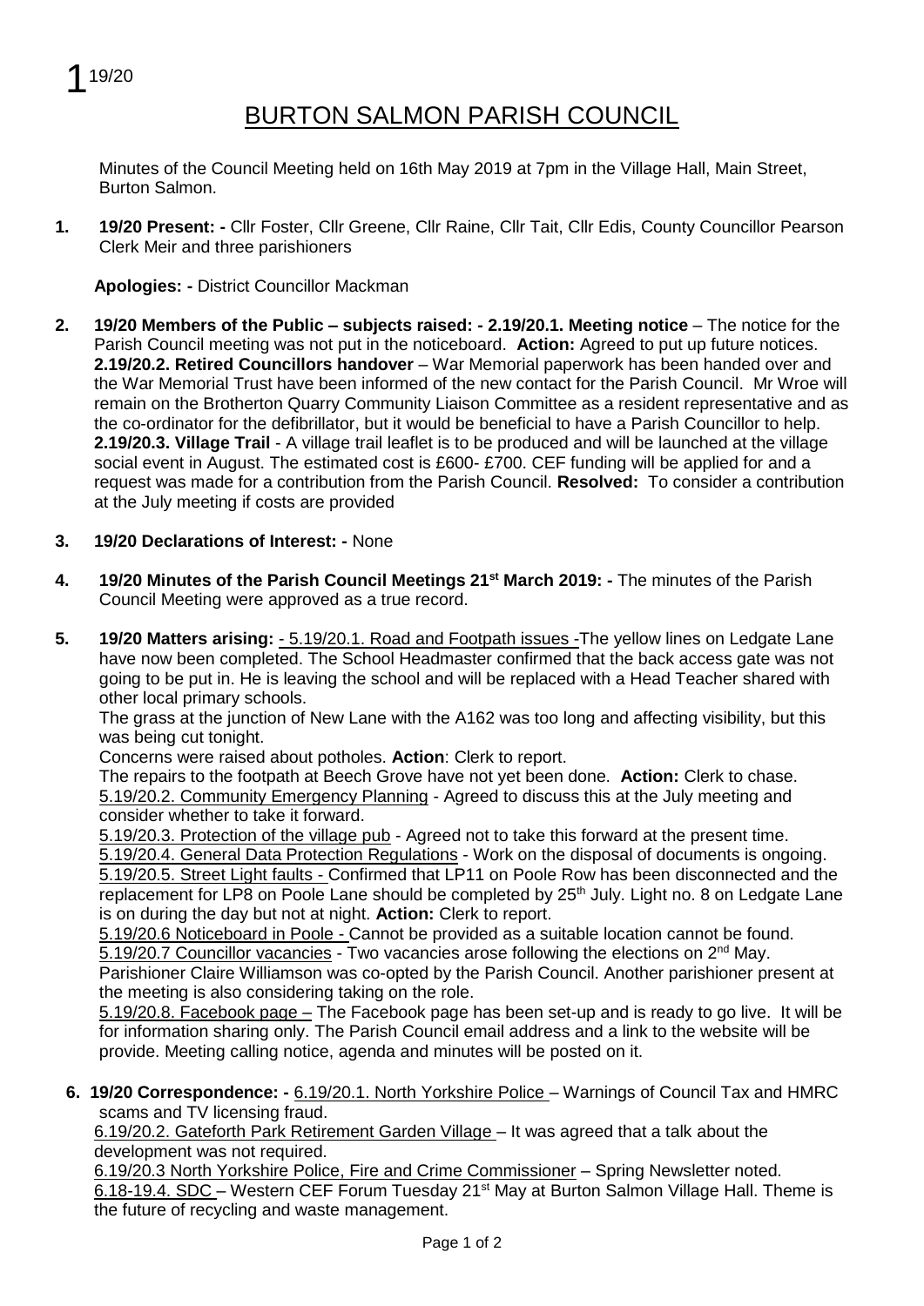1 19/20

# BURTON SALMON PARISH COUNCIL

Minutes of the Council Meeting held on 16th May 2019 at 7pm in the Village Hall, Main Street, Burton Salmon.

**1. 19/20 Present: -** Cllr Foster, Cllr Greene, Cllr Raine, Cllr Tait, Cllr Edis, County Councillor Pearson Clerk Meir and three parishioners

**Apologies: -** District Councillor Mackman

**2. 19/20 Members of the Public – subjects raised: - 2.19/20.1. Meeting notice** – The notice for the Parish Council meeting was not put in the noticeboard. **Action:** Agreed to put up future notices. **2.19/20.2. Retired Councillors handover** – War Memorial paperwork has been handed over and the War Memorial Trust have been informed of the new contact for the Parish Council. Mr Wroe will remain on the Brotherton Quarry Community Liaison Committee as a resident representative and as the co-ordinator for the defibrillator, but it would be beneficial to have a Parish Councillor to help. **2.19/20.3. Village Trail** - A village trail leaflet is to be produced and will be launched at the village social event in August. The estimated cost is £600- £700. CEF funding will be applied for and a request was made for a contribution from the Parish Council. **Resolved:** To consider a contribution at the July meeting if costs are provided

**3. 19/20 Declarations of Interest: -** None

**4. 19/20 Minutes of the Parish Council Meetings 21st March 2019: -** The minutes of the Parish Council Meeting were approved as a true record.

**5. 19/20 Matters arising:** - 5.19/20.1. Road and Footpath issues -The yellow lines on Ledgate Lane have now been completed. The School Headmaster confirmed that the back access gate was not going to be put in. He is leaving the school and will be replaced with a Head Teacher shared with other local primary schools.

The grass at the junction of New Lane with the A162 was too long and affecting visibility, but this was being cut tonight.

Concerns were raised about potholes. **Action**: Clerk to report.

The repairs to the footpath at Beech Grove have not yet been done. **Action:** Clerk to chase.

5.19/20.2. Community Emergency Planning - Agreed to discuss this at the July meeting and consider whether to take it forward.

5.19/20.3. Protection of the village pub - Agreed not to take this forward at the present time.

5.19/20.4. General Data Protection Regulations - Work on the disposal of documents is ongoing.

5.19/20.5. Street Light faults - Confirmed that LP11 on Poole Row has been disconnected and the replacement for LP8 on Poole Lane should be completed by 25th July. Light no. 8 on Ledgate Lane is on during the day but not at night. **Action:** Clerk to report.

5.19/20.6 Noticeboard in Poole - Cannot be provided as a suitable location cannot be found.

5.19/20.7 Councillor vacancies - Two vacancies arose following the elections on 2nd May. Parishioner Claire Williamson was co-opted by the Parish Council. Another parishioner present at the meeting is also considering taking on the role.

5.19/20.8. Facebook page – The Facebook page has been set-up and is ready to go live. It will be for information sharing only. The Parish Council email address and a link to the website will be provide. Meeting calling notice, agenda and minutes will be posted on it.

**6. 19/20 Correspondence: -** 6.19/20.1. North Yorkshire Police – Warnings of Council Tax and HMRC scams and TV licensing fraud.

6.19/20.2. Gateforth Park Retirement Garden Village – It was agreed that a talk about the development was not required.

6.19/20.3 North Yorkshire Police, Fire and Crime Commissioner – Spring Newsletter noted.

6.18-19.4. SDC – Western CEF Forum Tuesday 21st May at Burton Salmon Village Hall. Theme is the future of recycling and waste management.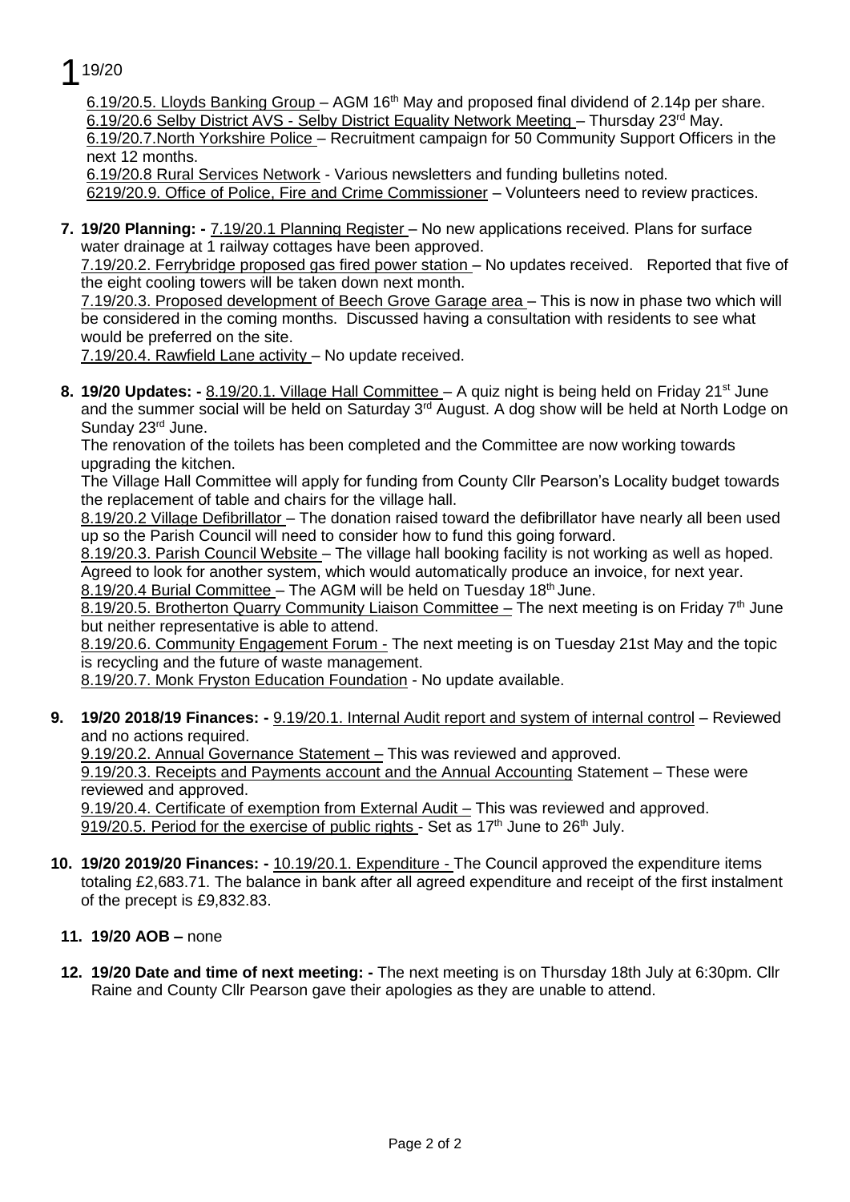6.19/20.5. Lloyds Banking Group – AGM 16th May and proposed final dividend of 2.14p per share.
6.19/20.6 Selby District AVS - Selby District Equality Network Meeting – Thursday 23rd May.
6.19/20.7.North Yorkshire Police – Recruitment campaign for 50 Community Support Officers in the next 12 months.
6.19/20.8 Rural Services Network - Various newsletters and funding bulletins noted.
6219/20.9. Office of Police, Fire and Crime Commissioner – Volunteers need to review practices.

**7. 19/20 Planning: -** 7.19/20.1 Planning Register – No new applications received. Plans for surface water drainage at 1 railway cottages have been approved.
7.19/20.2. Ferrybridge proposed gas fired power station – No updates received. Reported that five of the eight cooling towers will be taken down next month.
7.19/20.3. Proposed development of Beech Grove Garage area – This is now in phase two which will be considered in the coming months. Discussed having a consultation with residents to see what would be preferred on the site.
7.19/20.4. Rawfield Lane activity – No update received.

**8. 19/20 Updates: -** 8.19/20.1. Village Hall Committee – A quiz night is being held on Friday 21st June and the summer social will be held on Saturday 3rd August. A dog show will be held at North Lodge on Sunday 23rd June.
The renovation of the toilets has been completed and the Committee are now working towards upgrading the kitchen.
The Village Hall Committee will apply for funding from County Cllr Pearson's Locality budget towards the replacement of table and chairs for the village hall.
8.19/20.2 Village Defibrillator – The donation raised toward the defibrillator have nearly all been used up so the Parish Council will need to consider how to fund this going forward.
8.19/20.3. Parish Council Website – The village hall booking facility is not working as well as hoped. Agreed to look for another system, which would automatically produce an invoice, for next year.
8.19/20.4 Burial Committee – The AGM will be held on Tuesday 18th June.
8.19/20.5. Brotherton Quarry Community Liaison Committee – The next meeting is on Friday 7th June but neither representative is able to attend.
8.19/20.6. Community Engagement Forum - The next meeting is on Tuesday 21st May and the topic is recycling and the future of waste management.
8.19/20.7. Monk Fryston Education Foundation - No update available.

**9. 19/20 2018/19 Finances: -** 9.19/20.1. Internal Audit report and system of internal control – Reviewed and no actions required.
9.19/20.2. Annual Governance Statement – This was reviewed and approved.
9.19/20.3. Receipts and Payments account and the Annual Accounting Statement – These were reviewed and approved.
9.19/20.4. Certificate of exemption from External Audit – This was reviewed and approved.
919/20.5. Period for the exercise of public rights - Set as 17th June to 26th July.

**10. 19/20 2019/20 Finances: -** 10.19/20.1. Expenditure - The Council approved the expenditure items totaling £2,683.71. The balance in bank after all agreed expenditure and receipt of the first instalment of the precept is £9,832.83.

**11. 19/20 AOB –** none

**12. 19/20 Date and time of next meeting: -** The next meeting is on Thursday 18th July at 6:30pm. Cllr Raine and County Cllr Pearson gave their apologies as they are unable to attend.